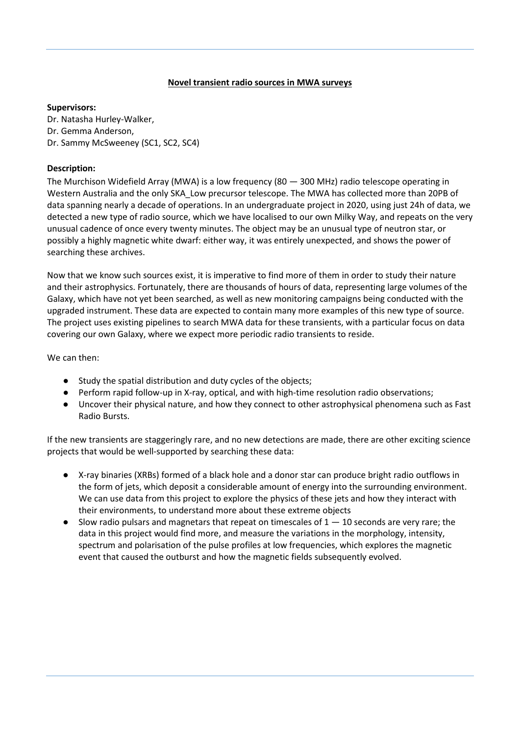**Novel transient radio sources in MWA surveys**

**Supervisors:**
Dr. Natasha Hurley-Walker,
Dr. Gemma Anderson,
Dr. Sammy McSweeney (SC1, SC2, SC4)

**Description:**

The Murchison Widefield Array (MWA) is a low frequency (80 — 300 MHz) radio telescope operating in Western Australia and the only SKA_Low precursor telescope. The MWA has collected more than 20PB of data spanning nearly a decade of operations. In an undergraduate project in 2020, using just 24h of data, we detected a new type of radio source, which we have localised to our own Milky Way, and repeats on the very unusual cadence of once every twenty minutes. The object may be an unusual type of neutron star, or possibly a highly magnetic white dwarf: either way, it was entirely unexpected, and shows the power of searching these archives.

Now that we know such sources exist, it is imperative to find more of them in order to study their nature and their astrophysics. Fortunately, there are thousands of hours of data, representing large volumes of the Galaxy, which have not yet been searched, as well as new monitoring campaigns being conducted with the upgraded instrument. These data are expected to contain many more examples of this new type of source. The project uses existing pipelines to search MWA data for these transients, with a particular focus on data covering our own Galaxy, where we expect more periodic radio transients to reside.

We can then:

- Study the spatial distribution and duty cycles of the objects;
- Perform rapid follow-up in X-ray, optical, and with high-time resolution radio observations;
- Uncover their physical nature, and how they connect to other astrophysical phenomena such as Fast Radio Bursts.

If the new transients are staggeringly rare, and no new detections are made, there are other exciting science projects that would be well-supported by searching these data:

- X-ray binaries (XRBs) formed of a black hole and a donor star can produce bright radio outflows in the form of jets, which deposit a considerable amount of energy into the surrounding environment. We can use data from this project to explore the physics of these jets and how they interact with their environments, to understand more about these extreme objects
- Slow radio pulsars and magnetars that repeat on timescales of 1 — 10 seconds are very rare; the data in this project would find more, and measure the variations in the morphology, intensity, spectrum and polarisation of the pulse profiles at low frequencies, which explores the magnetic event that caused the outburst and how the magnetic fields subsequently evolved.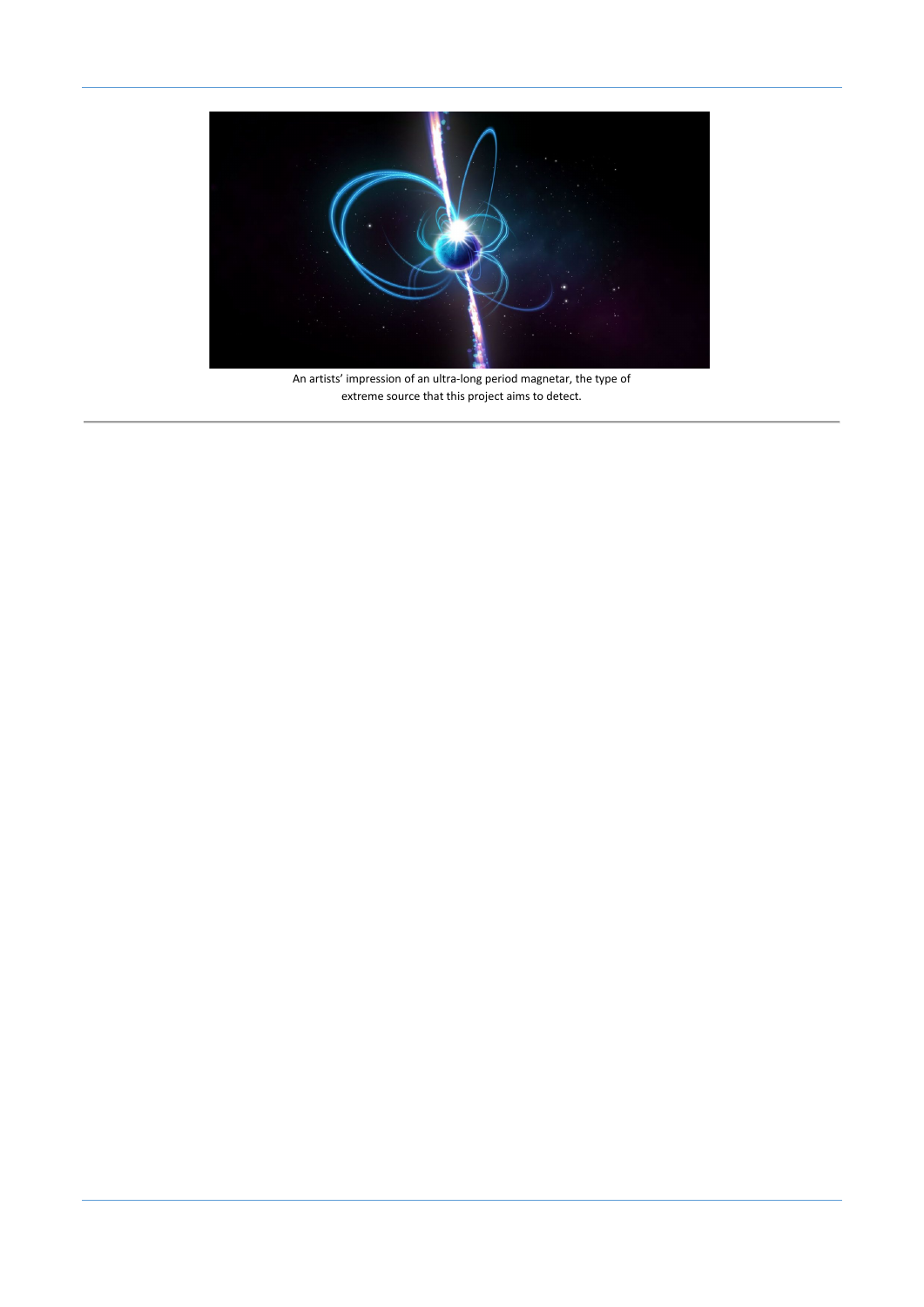An artists' impression of an ultra-long period magnetar, the type of extreme source that this project aims to detect.